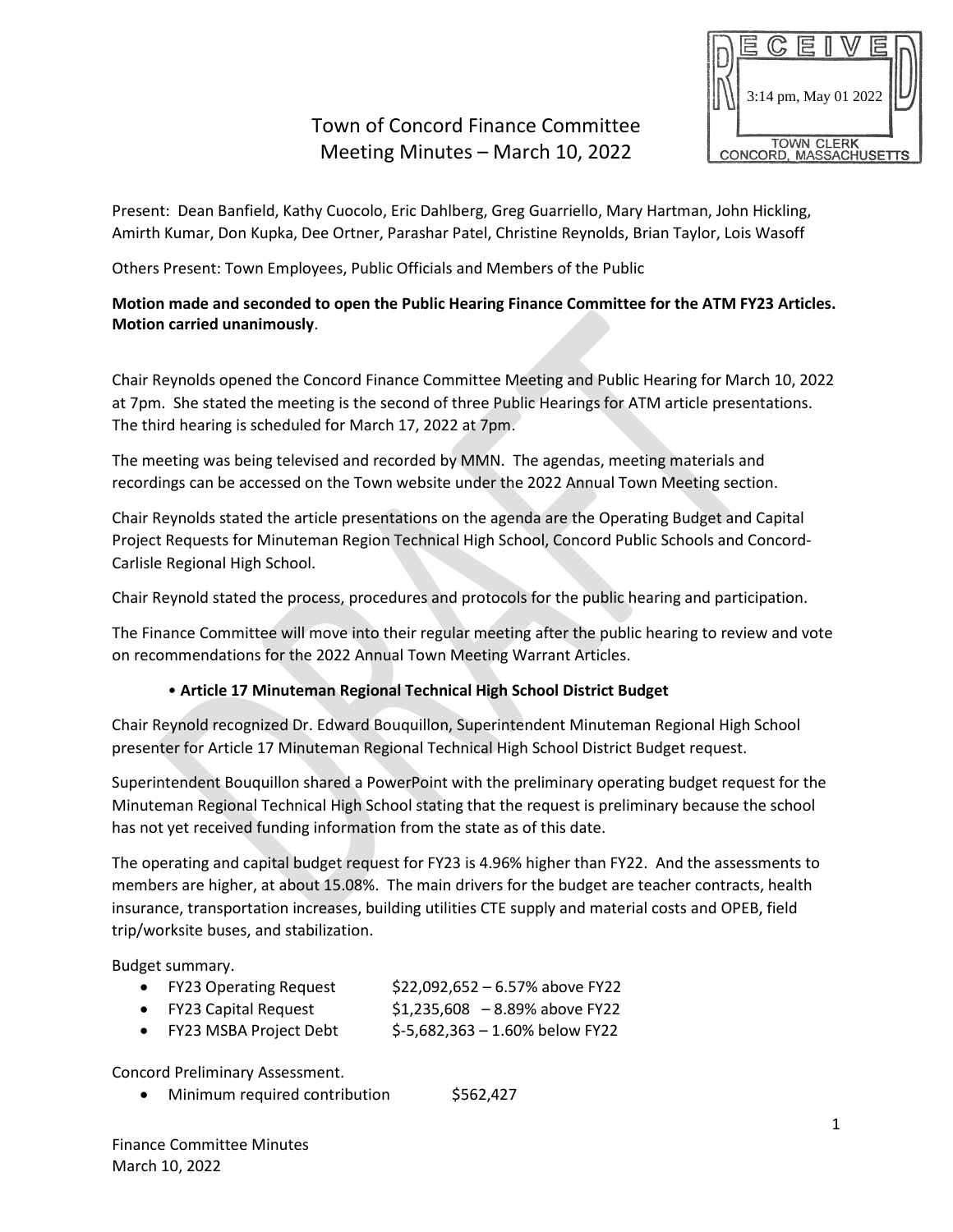# Town of Concord Finance Committee
## Meeting Minutes – March 10, 2022

RECEIVED
3:14 pm, May 01 2022
TOWN CLERK
CONCORD, MASSACHUSETTS

Present: Dean Banfield, Kathy Cuocolo, Eric Dahlberg, Greg Guarriello, Mary Hartman, John Hickling, Amirth Kumar, Don Kupka, Dee Ortner, Parashar Patel, Christine Reynolds, Brian Taylor, Lois Wasoff

Others Present: Town Employees, Public Officials and Members of the Public

**Motion made and seconded to open the Public Hearing Finance Committee for the ATM FY23 Articles. Motion carried unanimously**.

Chair Reynolds opened the Concord Finance Committee Meeting and Public Hearing for March 10, 2022 at 7pm. She stated the meeting is the second of three Public Hearings for ATM article presentations. The third hearing is scheduled for March 17, 2022 at 7pm.

The meeting was being televised and recorded by MMN. The agendas, meeting materials and recordings can be accessed on the Town website under the 2022 Annual Town Meeting section.

Chair Reynolds stated the article presentations on the agenda are the Operating Budget and Capital Project Requests for Minuteman Region Technical High School, Concord Public Schools and Concord-Carlisle Regional High School.

Chair Reynold stated the process, procedures and protocols for the public hearing and participation.

The Finance Committee will move into their regular meeting after the public hearing to review and vote on recommendations for the 2022 Annual Town Meeting Warrant Articles.

- **Article 17 Minuteman Regional Technical High School District Budget**

Chair Reynold recognized Dr. Edward Bouquillon, Superintendent Minuteman Regional High School presenter for Article 17 Minuteman Regional Technical High School District Budget request.

Superintendent Bouquillon shared a PowerPoint with the preliminary operating budget request for the Minuteman Regional Technical High School stating that the request is preliminary because the school has not yet received funding information from the state as of this date.

The operating and capital budget request for FY23 is 4.96% higher than FY22. And the assessments to members are higher, at about 15.08%. The main drivers for the budget are teacher contracts, health insurance, transportation increases, building utilities CTE supply and material costs and OPEB, field trip/worksite buses, and stabilization.

Budget summary.

- FY23 Operating Request $22,092,652 – 6.57% above FY22
- FY23 Capital Request $1,235,608 – 8.89% above FY22
- FY23 MSBA Project Debt $-5,682,363 – 1.60% below FY22

Concord Preliminary Assessment.

- Minimum required contribution $562,427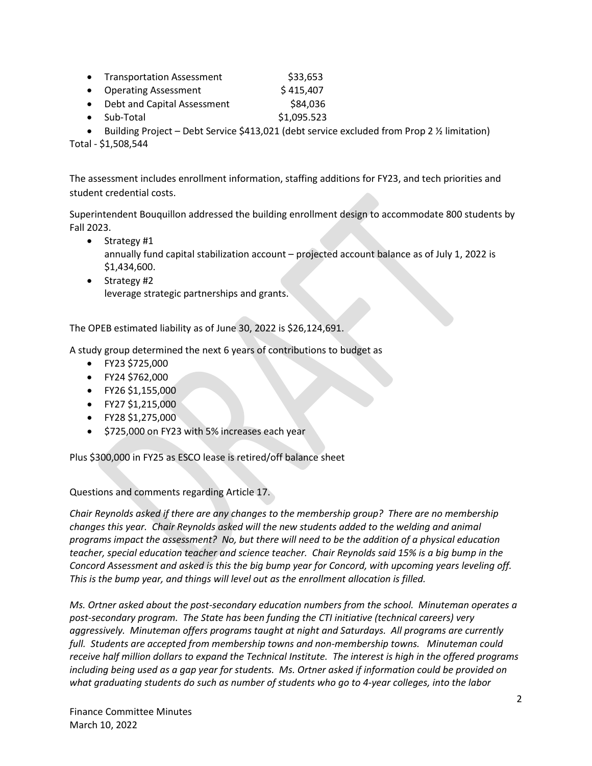- Transportation Assessment $33,653
- Operating Assessment $ 415,407
- Debt and Capital Assessment $84,036
- Sub-Total $1,095.523
- Building Project – Debt Service $413,021 (debt service excluded from Prop 2 ½ limitation)

Total - $1,508,544

The assessment includes enrollment information, staffing additions for FY23, and tech priorities and student credential costs.

Superintendent Bouquillon addressed the building enrollment design to accommodate 800 students by Fall 2023.

- Strategy #1
  annually fund capital stabilization account – projected account balance as of July 1, 2022 is $1,434,600.
- Strategy #2
  leverage strategic partnerships and grants.

The OPEB estimated liability as of June 30, 2022 is $26,124,691.

A study group determined the next 6 years of contributions to budget as

- FY23 $725,000
- FY24 $762,000
- FY26 $1,155,000
- FY27 $1,215,000
- FY28 $1,275,000
- $725,000 on FY23 with 5% increases each year

Plus $300,000 in FY25 as ESCO lease is retired/off balance sheet

Questions and comments regarding Article 17.

*Chair Reynolds asked if there are any changes to the membership group? There are no membership changes this year. Chair Reynolds asked will the new students added to the welding and animal programs impact the assessment? No, but there will need to be the addition of a physical education teacher, special education teacher and science teacher. Chair Reynolds said 15% is a big bump in the Concord Assessment and asked is this the big bump year for Concord, with upcoming years leveling off. This is the bump year, and things will level out as the enrollment allocation is filled.*

*Ms. Ortner asked about the post-secondary education numbers from the school. Minuteman operates a post-secondary program. The State has been funding the CTI initiative (technical careers) very aggressively. Minuteman offers programs taught at night and Saturdays. All programs are currently full. Students are accepted from membership towns and non-membership towns. Minuteman could receive half million dollars to expand the Technical Institute. The interest is high in the offered programs including being used as a gap year for students. Ms. Ortner asked if information could be provided on what graduating students do such as number of students who go to 4-year colleges, into the labor*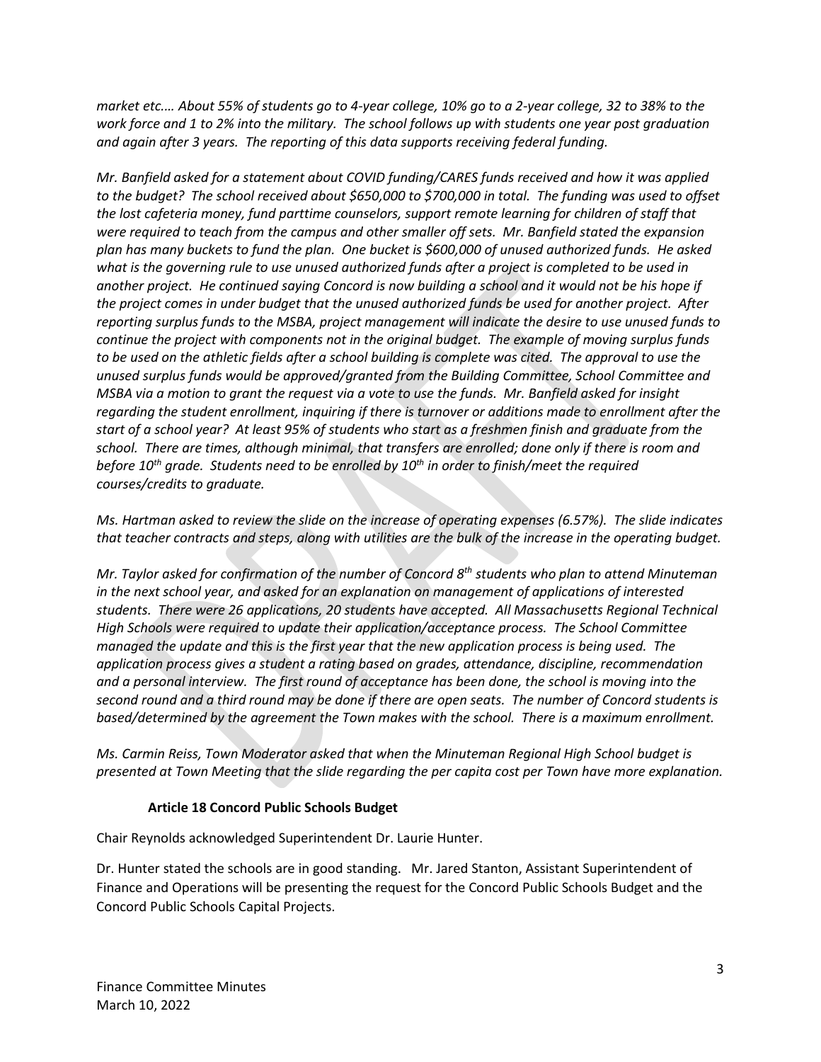*market etc.… About 55% of students go to 4-year college, 10% go to a 2-year college, 32 to 38% to the work force and 1 to 2% into the military. The school follows up with students one year post graduation and again after 3 years. The reporting of this data supports receiving federal funding.*

*Mr. Banfield asked for a statement about COVID funding/CARES funds received and how it was applied to the budget? The school received about $650,000 to $700,000 in total. The funding was used to offset the lost cafeteria money, fund parttime counselors, support remote learning for children of staff that were required to teach from the campus and other smaller off sets. Mr. Banfield stated the expansion plan has many buckets to fund the plan. One bucket is $600,000 of unused authorized funds. He asked what is the governing rule to use unused authorized funds after a project is completed to be used in another project. He continued saying Concord is now building a school and it would not be his hope if the project comes in under budget that the unused authorized funds be used for another project. After reporting surplus funds to the MSBA, project management will indicate the desire to use unused funds to continue the project with components not in the original budget. The example of moving surplus funds to be used on the athletic fields after a school building is complete was cited. The approval to use the unused surplus funds would be approved/granted from the Building Committee, School Committee and MSBA via a motion to grant the request via a vote to use the funds. Mr. Banfield asked for insight regarding the student enrollment, inquiring if there is turnover or additions made to enrollment after the start of a school year? At least 95% of students who start as a freshmen finish and graduate from the school. There are times, although minimal, that transfers are enrolled; done only if there is room and before 10th grade. Students need to be enrolled by 10th in order to finish/meet the required courses/credits to graduate.*

*Ms. Hartman asked to review the slide on the increase of operating expenses (6.57%). The slide indicates that teacher contracts and steps, along with utilities are the bulk of the increase in the operating budget.*

*Mr. Taylor asked for confirmation of the number of Concord 8th students who plan to attend Minuteman in the next school year, and asked for an explanation on management of applications of interested students. There were 26 applications, 20 students have accepted. All Massachusetts Regional Technical High Schools were required to update their application/acceptance process. The School Committee managed the update and this is the first year that the new application process is being used. The application process gives a student a rating based on grades, attendance, discipline, recommendation and a personal interview. The first round of acceptance has been done, the school is moving into the second round and a third round may be done if there are open seats. The number of Concord students is based/determined by the agreement the Town makes with the school. There is a maximum enrollment.*

*Ms. Carmin Reiss, Town Moderator asked that when the Minuteman Regional High School budget is presented at Town Meeting that the slide regarding the per capita cost per Town have more explanation.*

**Article 18 Concord Public Schools Budget**

Chair Reynolds acknowledged Superintendent Dr. Laurie Hunter.

Dr. Hunter stated the schools are in good standing. Mr. Jared Stanton, Assistant Superintendent of Finance and Operations will be presenting the request for the Concord Public Schools Budget and the Concord Public Schools Capital Projects.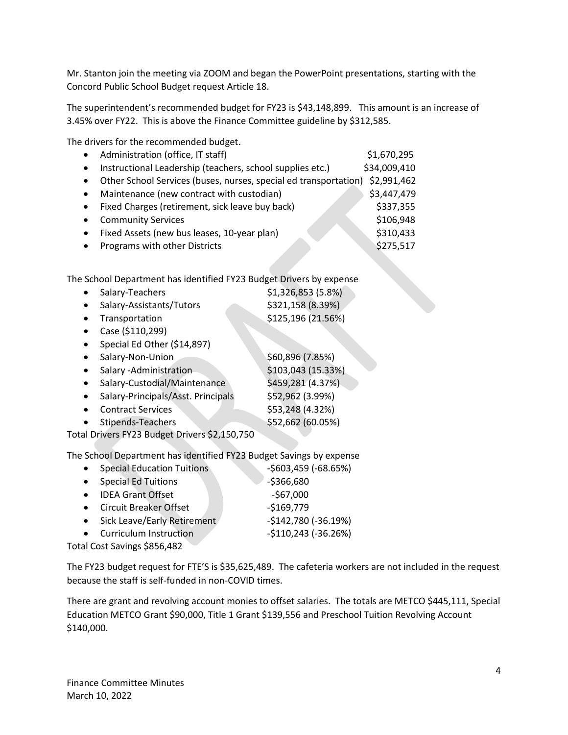Mr. Stanton join the meeting via ZOOM and began the PowerPoint presentations, starting with the Concord Public School Budget request Article 18.

The superintendent's recommended budget for FY23 is $43,148,899. This amount is an increase of 3.45% over FY22. This is above the Finance Committee guideline by $312,585.

The drivers for the recommended budget.

- Administration (office, IT staff) $1,670,295
- Instructional Leadership (teachers, school supplies etc.) $34,009,410
- Other School Services (buses, nurses, special ed transportation) $2,991,462
- Maintenance (new contract with custodian) $3,447,479
- Fixed Charges (retirement, sick leave buy back) $337,355
- Community Services $106,948
- Fixed Assets (new bus leases, 10-year plan) $310,433
- Programs with other Districts $275,517

The School Department has identified FY23 Budget Drivers by expense

- Salary-Teachers $1,326,853 (5.8%)
- Salary-Assistants/Tutors $321,158 (8.39%)
- Transportation $125,196 (21.56%)
- Case ($110,299)
- Special Ed Other ($14,897)
- Salary-Non-Union $60,896 (7.85%)
- Salary -Administration $103,043 (15.33%)
- Salary-Custodial/Maintenance $459,281 (4.37%)
- Salary-Principals/Asst. Principals $52,962 (3.99%)
- Contract Services $53,248 (4.32%)
- Stipends-Teachers $52,662 (60.05%)

Total Drivers FY23 Budget Drivers $2,150,750

The School Department has identified FY23 Budget Savings by expense

- Special Education Tuitions -$603,459 (-68.65%)
- Special Ed Tuitions -$366,680
- IDEA Grant Offset -$67,000
- Circuit Breaker Offset -$169,779
- Sick Leave/Early Retirement -$142,780 (-36.19%)
- Curriculum Instruction -$110,243 (-36.26%)

Total Cost Savings $856,482

The FY23 budget request for FTE'S is $35,625,489. The cafeteria workers are not included in the request because the staff is self-funded in non-COVID times.

There are grant and revolving account monies to offset salaries. The totals are METCO $445,111, Special Education METCO Grant $90,000, Title 1 Grant $139,556 and Preschool Tuition Revolving Account $140,000.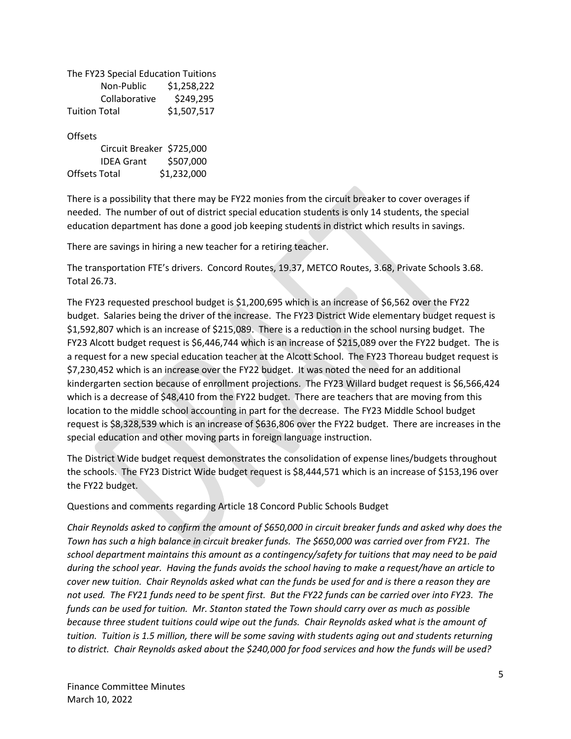The FY23 Special Education Tuitions

| | |
|---|---|
| Non-Public | $1,258,222 |
| Collaborative | $249,295 |
| Tuition Total | $1,507,517 |

Offsets

| | |
|---|---|
| Circuit Breaker | $725,000 |
| IDEA Grant | $507,000 |
| Offsets Total | $1,232,000 |

There is a possibility that there may be FY22 monies from the circuit breaker to cover overages if needed. The number of out of district special education students is only 14 students, the special education department has done a good job keeping students in district which results in savings.

There are savings in hiring a new teacher for a retiring teacher.

The transportation FTE's drivers. Concord Routes, 19.37, METCO Routes, 3.68, Private Schools 3.68. Total 26.73.

The FY23 requested preschool budget is $1,200,695 which is an increase of $6,562 over the FY22 budget. Salaries being the driver of the increase. The FY23 District Wide elementary budget request is $1,592,807 which is an increase of $215,089. There is a reduction in the school nursing budget. The FY23 Alcott budget request is $6,446,744 which is an increase of $215,089 over the FY22 budget. The is a request for a new special education teacher at the Alcott School. The FY23 Thoreau budget request is $7,230,452 which is an increase over the FY22 budget. It was noted the need for an additional kindergarten section because of enrollment projections. The FY23 Willard budget request is $6,566,424 which is a decrease of $48,410 from the FY22 budget. There are teachers that are moving from this location to the middle school accounting in part for the decrease. The FY23 Middle School budget request is $8,328,539 which is an increase of $636,806 over the FY22 budget. There are increases in the special education and other moving parts in foreign language instruction.

The District Wide budget request demonstrates the consolidation of expense lines/budgets throughout the schools. The FY23 District Wide budget request is $8,444,571 which is an increase of $153,196 over the FY22 budget.

Questions and comments regarding Article 18 Concord Public Schools Budget

*Chair Reynolds asked to confirm the amount of $650,000 in circuit breaker funds and asked why does the Town has such a high balance in circuit breaker funds. The $650,000 was carried over from FY21. The school department maintains this amount as a contingency/safety for tuitions that may need to be paid during the school year. Having the funds avoids the school having to make a request/have an article to cover new tuition. Chair Reynolds asked what can the funds be used for and is there a reason they are not used. The FY21 funds need to be spent first. But the FY22 funds can be carried over into FY23. The funds can be used for tuition. Mr. Stanton stated the Town should carry over as much as possible because three student tuitions could wipe out the funds. Chair Reynolds asked what is the amount of tuition. Tuition is 1.5 million, there will be some saving with students aging out and students returning to district. Chair Reynolds asked about the $240,000 for food services and how the funds will be used?*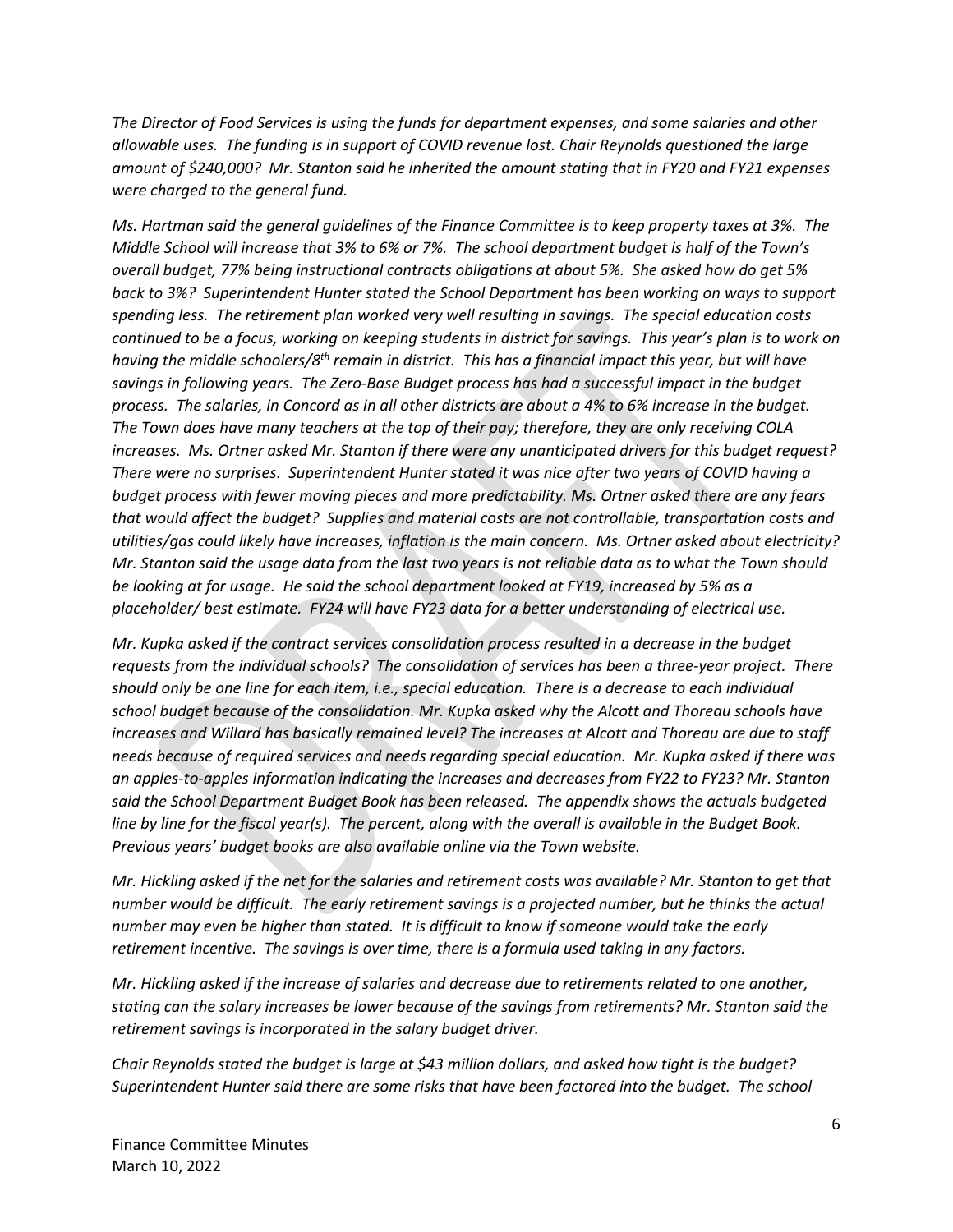*The Director of Food Services is using the funds for department expenses, and some salaries and other allowable uses. The funding is in support of COVID revenue lost. Chair Reynolds questioned the large amount of $240,000? Mr. Stanton said he inherited the amount stating that in FY20 and FY21 expenses were charged to the general fund.*

*Ms. Hartman said the general guidelines of the Finance Committee is to keep property taxes at 3%. The Middle School will increase that 3% to 6% or 7%. The school department budget is half of the Town's overall budget, 77% being instructional contracts obligations at about 5%. She asked how do get 5% back to 3%? Superintendent Hunter stated the School Department has been working on ways to support spending less. The retirement plan worked very well resulting in savings. The special education costs continued to be a focus, working on keeping students in district for savings. This year's plan is to work on having the middle schoolers/8th remain in district. This has a financial impact this year, but will have savings in following years. The Zero-Base Budget process has had a successful impact in the budget process. The salaries, in Concord as in all other districts are about a 4% to 6% increase in the budget. The Town does have many teachers at the top of their pay; therefore, they are only receiving COLA increases. Ms. Ortner asked Mr. Stanton if there were any unanticipated drivers for this budget request? There were no surprises. Superintendent Hunter stated it was nice after two years of COVID having a budget process with fewer moving pieces and more predictability. Ms. Ortner asked there are any fears that would affect the budget? Supplies and material costs are not controllable, transportation costs and utilities/gas could likely have increases, inflation is the main concern. Ms. Ortner asked about electricity? Mr. Stanton said the usage data from the last two years is not reliable data as to what the Town should be looking at for usage. He said the school department looked at FY19, increased by 5% as a placeholder/ best estimate. FY24 will have FY23 data for a better understanding of electrical use.*

*Mr. Kupka asked if the contract services consolidation process resulted in a decrease in the budget requests from the individual schools? The consolidation of services has been a three-year project. There should only be one line for each item, i.e., special education. There is a decrease to each individual school budget because of the consolidation. Mr. Kupka asked why the Alcott and Thoreau schools have increases and Willard has basically remained level? The increases at Alcott and Thoreau are due to staff needs because of required services and needs regarding special education. Mr. Kupka asked if there was an apples-to-apples information indicating the increases and decreases from FY22 to FY23? Mr. Stanton said the School Department Budget Book has been released. The appendix shows the actuals budgeted line by line for the fiscal year(s). The percent, along with the overall is available in the Budget Book. Previous years' budget books are also available online via the Town website.*

*Mr. Hickling asked if the net for the salaries and retirement costs was available? Mr. Stanton to get that number would be difficult. The early retirement savings is a projected number, but he thinks the actual number may even be higher than stated. It is difficult to know if someone would take the early retirement incentive. The savings is over time, there is a formula used taking in any factors.*

*Mr. Hickling asked if the increase of salaries and decrease due to retirements related to one another, stating can the salary increases be lower because of the savings from retirements? Mr. Stanton said the retirement savings is incorporated in the salary budget driver.*

*Chair Reynolds stated the budget is large at $43 million dollars, and asked how tight is the budget? Superintendent Hunter said there are some risks that have been factored into the budget. The school*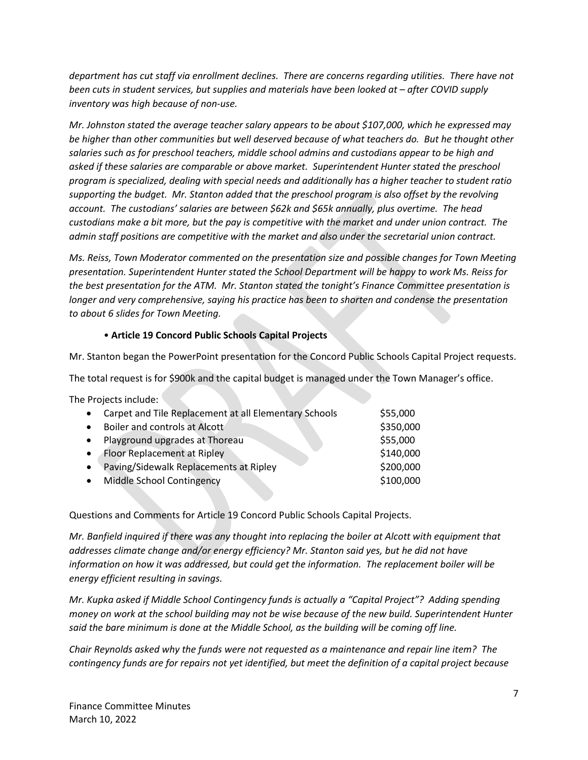*department has cut staff via enrollment declines. There are concerns regarding utilities. There have not been cuts in student services, but supplies and materials have been looked at – after COVID supply inventory was high because of non-use.*

*Mr. Johnston stated the average teacher salary appears to be about $107,000, which he expressed may be higher than other communities but well deserved because of what teachers do. But he thought other salaries such as for preschool teachers, middle school admins and custodians appear to be high and asked if these salaries are comparable or above market. Superintendent Hunter stated the preschool program is specialized, dealing with special needs and additionally has a higher teacher to student ratio supporting the budget. Mr. Stanton added that the preschool program is also offset by the revolving account. The custodians' salaries are between $62k and $65k annually, plus overtime. The head custodians make a bit more, but the pay is competitive with the market and under union contract. The admin staff positions are competitive with the market and also under the secretarial union contract.*

*Ms. Reiss, Town Moderator commented on the presentation size and possible changes for Town Meeting presentation. Superintendent Hunter stated the School Department will be happy to work Ms. Reiss for the best presentation for the ATM. Mr. Stanton stated the tonight's Finance Committee presentation is longer and very comprehensive, saying his practice has been to shorten and condense the presentation to about 6 slides for Town Meeting.*

- **Article 19 Concord Public Schools Capital Projects**

Mr. Stanton began the PowerPoint presentation for the Concord Public Schools Capital Project requests.

The total request is for $900k and the capital budget is managed under the Town Manager's office.

The Projects include:

- Carpet and Tile Replacement at all Elementary Schools $55,000
- Boiler and controls at Alcott $350,000
- Playground upgrades at Thoreau $55,000
- Floor Replacement at Ripley $140,000
- Paving/Sidewalk Replacements at Ripley $200,000
- Middle School Contingency $100,000

Questions and Comments for Article 19 Concord Public Schools Capital Projects.

*Mr. Banfield inquired if there was any thought into replacing the boiler at Alcott with equipment that addresses climate change and/or energy efficiency? Mr. Stanton said yes, but he did not have information on how it was addressed, but could get the information. The replacement boiler will be energy efficient resulting in savings.*

*Mr. Kupka asked if Middle School Contingency funds is actually a "Capital Project"? Adding spending money on work at the school building may not be wise because of the new build. Superintendent Hunter said the bare minimum is done at the Middle School, as the building will be coming off line.*

*Chair Reynolds asked why the funds were not requested as a maintenance and repair line item? The contingency funds are for repairs not yet identified, but meet the definition of a capital project because*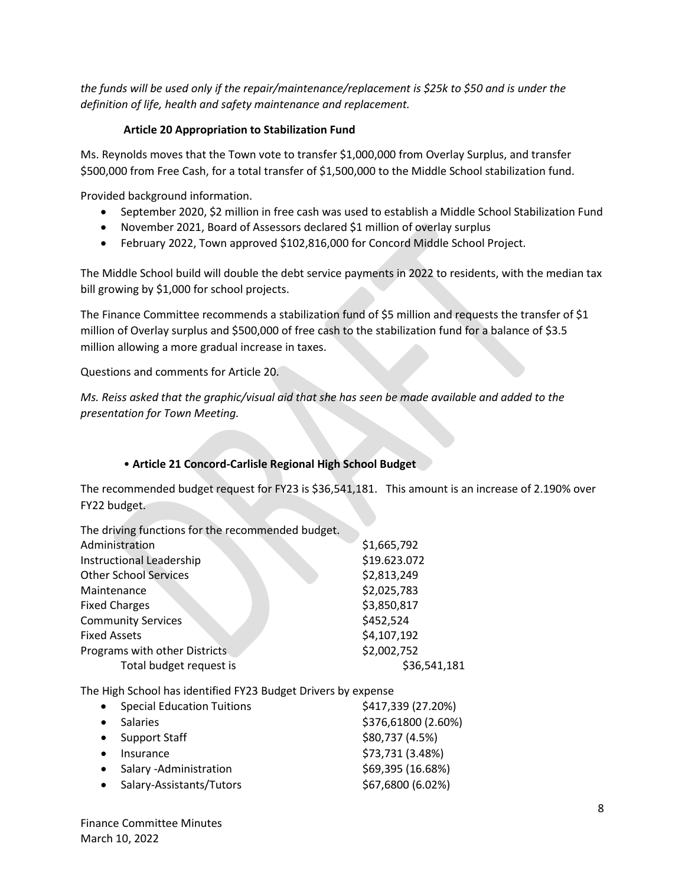*the funds will be used only if the repair/maintenance/replacement is $25k to $50 and is under the definition of life, health and safety maintenance and replacement.*

**Article 20 Appropriation to Stabilization Fund**

Ms. Reynolds moves that the Town vote to transfer $1,000,000 from Overlay Surplus, and transfer $500,000 from Free Cash, for a total transfer of $1,500,000 to the Middle School stabilization fund.

Provided background information.

- September 2020, $2 million in free cash was used to establish a Middle School Stabilization Fund
- November 2021, Board of Assessors declared $1 million of overlay surplus
- February 2022, Town approved $102,816,000 for Concord Middle School Project.

The Middle School build will double the debt service payments in 2022 to residents, with the median tax bill growing by $1,000 for school projects.

The Finance Committee recommends a stabilization fund of $5 million and requests the transfer of $1 million of Overlay surplus and $500,000 of free cash to the stabilization fund for a balance of $3.5 million allowing a more gradual increase in taxes.

Questions and comments for Article 20.

*Ms. Reiss asked that the graphic/visual aid that she has seen be made available and added to the presentation for Town Meeting.*

• **Article 21 Concord-Carlisle Regional High School Budget**

The recommended budget request for FY23 is $36,541,181. This amount is an increase of 2.190% over FY22 budget.

The driving functions for the recommended budget.

| | |
|---|---|
| Administration | $1,665,792 |
| Instructional Leadership | $19.623.072 |
| Other School Services | $2,813,249 |
| Maintenance | $2,025,783 |
| Fixed Charges | $3,850,817 |
| Community Services | $452,524 |
| Fixed Assets | $4,107,192 |
| Programs with other Districts | $2,002,752 |
| Total budget request is | $36,541,181 |

The High School has identified FY23 Budget Drivers by expense

- Special Education Tuitions $417,339 (27.20%)
- Salaries $376,61800 (2.60%)
- Support Staff $80,737 (4.5%)
- Insurance $73,731 (3.48%)
- Salary -Administration $69,395 (16.68%)
- Salary-Assistants/Tutors $67,6800 (6.02%)

Finance Committee Minutes
March 10, 2022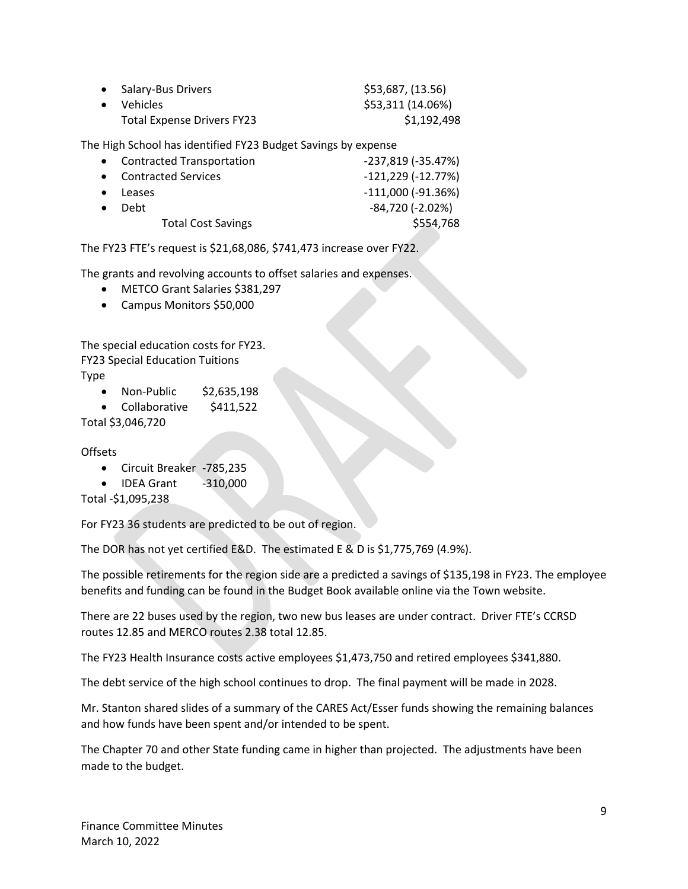- Salary-Bus Drivers $53,687, (13.56)
- Vehicles $53,311 (14.06%)

  Total Expense Drivers FY23 $1,192,498

The High School has identified FY23 Budget Savings by expense

- Contracted Transportation -237,819 (-35.47%)
- Contracted Services -121,229 (-12.77%)
- Leases -111,000 (-91.36%)
- Debt -84,720 (-2.02%)

  Total Cost Savings $554,768

The FY23 FTE's request is $21,68,086, $741,473 increase over FY22.

The grants and revolving accounts to offset salaries and expenses.

- METCO Grant Salaries $381,297
- Campus Monitors $50,000

The special education costs for FY23.
FY23 Special Education Tuitions
Type

- Non-Public $2,635,198
- Collaborative $411,522

Total $3,046,720

Offsets

- Circuit Breaker -785,235
- IDEA Grant -310,000

Total -$1,095,238

For FY23 36 students are predicted to be out of region.

The DOR has not yet certified E&D. The estimated E & D is $1,775,769 (4.9%).

The possible retirements for the region side are a predicted a savings of $135,198 in FY23. The employee benefits and funding can be found in the Budget Book available online via the Town website.

There are 22 buses used by the region, two new bus leases are under contract. Driver FTE's CCRSD routes 12.85 and MERCO routes 2.38 total 12.85.

The FY23 Health Insurance costs active employees $1,473,750 and retired employees $341,880.

The debt service of the high school continues to drop. The final payment will be made in 2028.

Mr. Stanton shared slides of a summary of the CARES Act/Esser funds showing the remaining balances and how funds have been spent and/or intended to be spent.

The Chapter 70 and other State funding came in higher than projected. The adjustments have been made to the budget.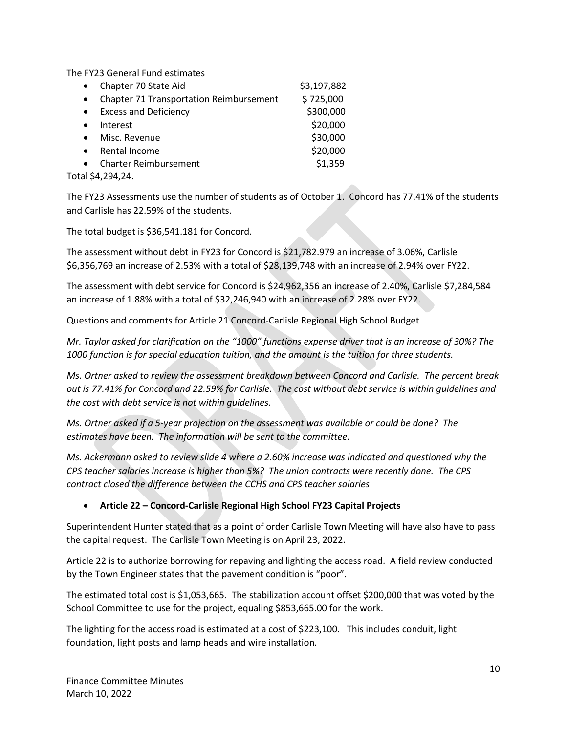The FY23 General Fund estimates

- Chapter 70 State Aid $3,197,882
- Chapter 71 Transportation Reimbursement $ 725,000
- Excess and Deficiency $300,000
- Interest $20,000
- Misc. Revenue $30,000
- Rental Income $20,000
- Charter Reimbursement $1,359

Total $4,294,24.

The FY23 Assessments use the number of students as of October 1. Concord has 77.41% of the students and Carlisle has 22.59% of the students.

The total budget is $36,541.181 for Concord.

The assessment without debt in FY23 for Concord is $21,782.979 an increase of 3.06%, Carlisle $6,356,769 an increase of 2.53% with a total of $28,139,748 with an increase of 2.94% over FY22.

The assessment with debt service for Concord is $24,962,356 an increase of 2.40%, Carlisle $7,284,584 an increase of 1.88% with a total of $32,246,940 with an increase of 2.28% over FY22.

Questions and comments for Article 21 Concord-Carlisle Regional High School Budget

*Mr. Taylor asked for clarification on the "1000" functions expense driver that is an increase of 30%? The 1000 function is for special education tuition, and the amount is the tuition for three students.*

*Ms. Ortner asked to review the assessment breakdown between Concord and Carlisle. The percent break out is 77.41% for Concord and 22.59% for Carlisle. The cost without debt service is within guidelines and the cost with debt service is not within guidelines.*

*Ms. Ortner asked if a 5-year projection on the assessment was available or could be done? The estimates have been. The information will be sent to the committee.*

*Ms. Ackermann asked to review slide 4 where a 2.60% increase was indicated and questioned why the CPS teacher salaries increase is higher than 5%? The union contracts were recently done. The CPS contract closed the difference between the CCHS and CPS teacher salaries*

- **Article 22 – Concord-Carlisle Regional High School FY23 Capital Projects**

Superintendent Hunter stated that as a point of order Carlisle Town Meeting will have also have to pass the capital request. The Carlisle Town Meeting is on April 23, 2022.

Article 22 is to authorize borrowing for repaving and lighting the access road. A field review conducted by the Town Engineer states that the pavement condition is "poor".

The estimated total cost is $1,053,665. The stabilization account offset $200,000 that was voted by the School Committee to use for the project, equaling $853,665.00 for the work.

The lighting for the access road is estimated at a cost of $223,100. This includes conduit, light foundation, light posts and lamp heads and wire installation.

Finance Committee Minutes
March 10, 2022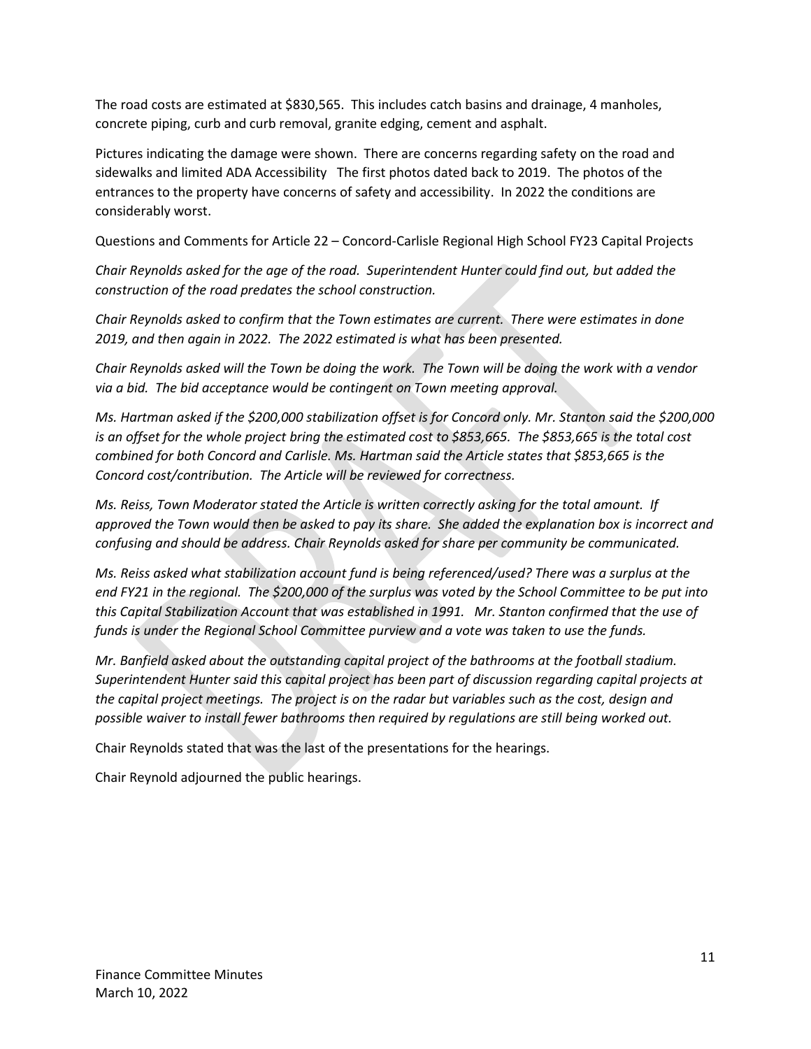The road costs are estimated at $830,565. This includes catch basins and drainage, 4 manholes, concrete piping, curb and curb removal, granite edging, cement and asphalt.

Pictures indicating the damage were shown. There are concerns regarding safety on the road and sidewalks and limited ADA Accessibility The first photos dated back to 2019. The photos of the entrances to the property have concerns of safety and accessibility. In 2022 the conditions are considerably worst.

Questions and Comments for Article 22 – Concord-Carlisle Regional High School FY23 Capital Projects

*Chair Reynolds asked for the age of the road. Superintendent Hunter could find out, but added the construction of the road predates the school construction.*

*Chair Reynolds asked to confirm that the Town estimates are current. There were estimates in done 2019, and then again in 2022. The 2022 estimated is what has been presented.*

*Chair Reynolds asked will the Town be doing the work. The Town will be doing the work with a vendor via a bid. The bid acceptance would be contingent on Town meeting approval.*

*Ms. Hartman asked if the $200,000 stabilization offset is for Concord only. Mr. Stanton said the $200,000 is an offset for the whole project bring the estimated cost to $853,665. The $853,665 is the total cost combined for both Concord and Carlisle. Ms. Hartman said the Article states that $853,665 is the Concord cost/contribution. The Article will be reviewed for correctness.*

*Ms. Reiss, Town Moderator stated the Article is written correctly asking for the total amount. If approved the Town would then be asked to pay its share. She added the explanation box is incorrect and confusing and should be address. Chair Reynolds asked for share per community be communicated.*

*Ms. Reiss asked what stabilization account fund is being referenced/used? There was a surplus at the end FY21 in the regional. The $200,000 of the surplus was voted by the School Committee to be put into this Capital Stabilization Account that was established in 1991. Mr. Stanton confirmed that the use of funds is under the Regional School Committee purview and a vote was taken to use the funds.*

*Mr. Banfield asked about the outstanding capital project of the bathrooms at the football stadium. Superintendent Hunter said this capital project has been part of discussion regarding capital projects at the capital project meetings. The project is on the radar but variables such as the cost, design and possible waiver to install fewer bathrooms then required by regulations are still being worked out.*

Chair Reynolds stated that was the last of the presentations for the hearings.

Chair Reynold adjourned the public hearings.